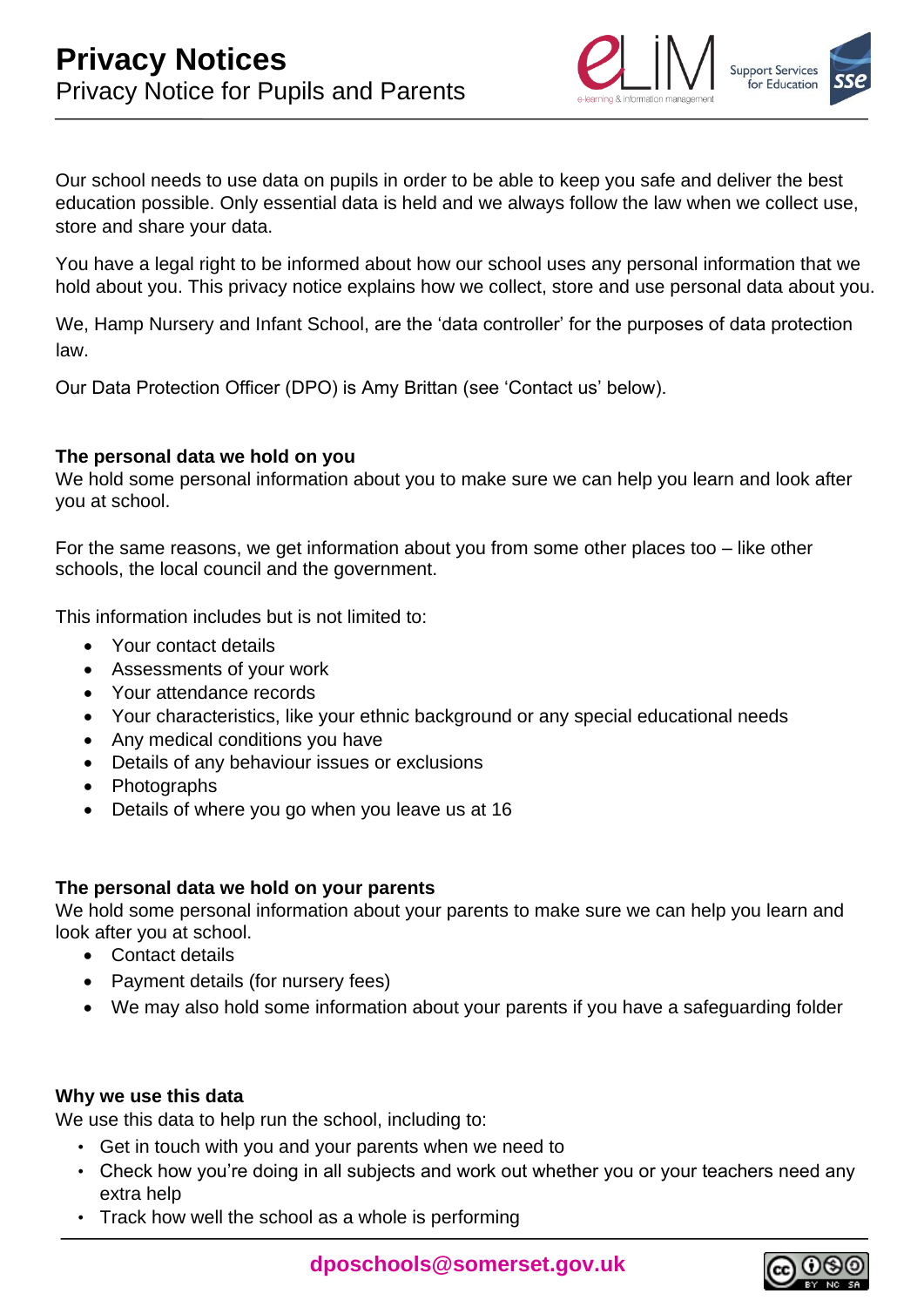# Privacy Notices

Privacy Notice for Pupils and Parents

Our school needs to use data on pupils in order to be able to keep you safe and deliver the best education possible. Only essential data is held and we always follow the law when we collect use, store and share your data.

You have a legal right to be informed about how our school uses any personal information that we hold about you. This privacy notice explains how we collect, store and use personal data about you.

We, Hamp Nursery and Infant School, are the 'data controller' for the purposes of data protection law.

Our Data Protection Officer (DPO) is Amy Brittan (see 'Contact us' below).

**The personal data we hold on you**

We hold some personal information about you to make sure we can help you learn and look after you at school.

For the same reasons, we get information about you from some other places too – like other schools, the local council and the government.

This information includes but is not limited to:

- Your contact details
- Assessments of your work
- Your attendance records
- Your characteristics, like your ethnic background or any special educational needs
- Any medical conditions you have
- Details of any behaviour issues or exclusions
- Photographs
- Details of where you go when you leave us at 16

**The personal data we hold on your parents**

We hold some personal information about your parents to make sure we can help you learn and look after you at school.

- Contact details
- Payment details (for nursery fees)
- We may also hold some information about your parents if you have a safeguarding folder

**Why we use this data**

We use this data to help run the school, including to:

- Get in touch with you and your parents when we need to
- Check how you're doing in all subjects and work out whether you or your teachers need any extra help
- Track how well the school as a whole is performing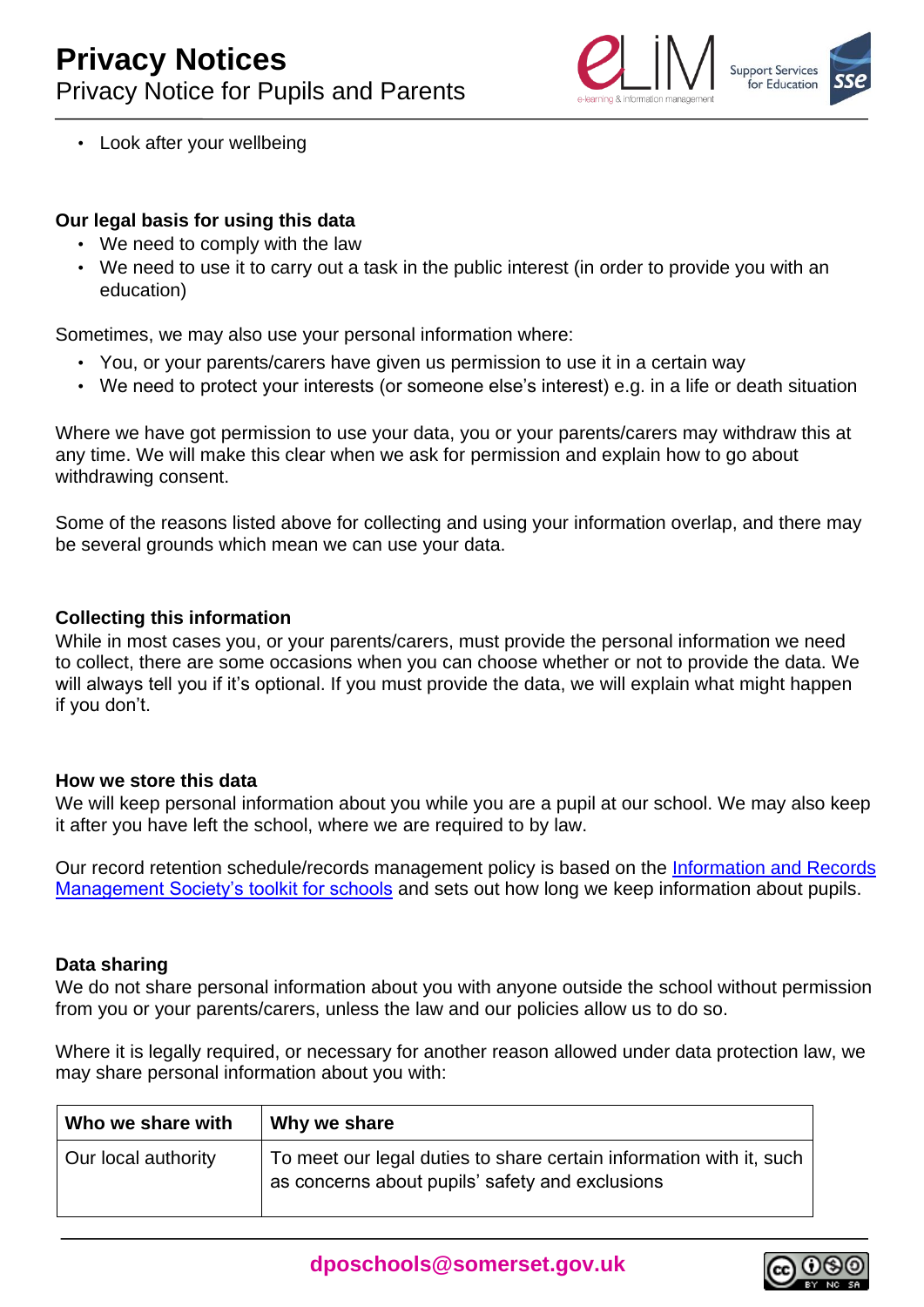- Look after your wellbeing

**Our legal basis for using this data**

- We need to comply with the law
- We need to use it to carry out a task in the public interest (in order to provide you with an education)

Sometimes, we may also use your personal information where:

- You, or your parents/carers have given us permission to use it in a certain way
- We need to protect your interests (or someone else's interest) e.g. in a life or death situation

Where we have got permission to use your data, you or your parents/carers may withdraw this at any time. We will make this clear when we ask for permission and explain how to go about withdrawing consent.

Some of the reasons listed above for collecting and using your information overlap, and there may be several grounds which mean we can use your data.

**Collecting this information**

While in most cases you, or your parents/carers, must provide the personal information we need to collect, there are some occasions when you can choose whether or not to provide the data. We will always tell you if it's optional. If you must provide the data, we will explain what might happen if you don't.

**How we store this data**

We will keep personal information about you while you are a pupil at our school. We may also keep it after you have left the school, where we are required to by law.

Our record retention schedule/records management policy is based on the Information and Records Management Society's toolkit for schools and sets out how long we keep information about pupils.

**Data sharing**

We do not share personal information about you with anyone outside the school without permission from you or your parents/carers, unless the law and our policies allow us to do so.

Where it is legally required, or necessary for another reason allowed under data protection law, we may share personal information about you with:

| Who we share with | Why we share |
|---|---|
| Our local authority | To meet our legal duties to share certain information with it, such as concerns about pupils' safety and exclusions |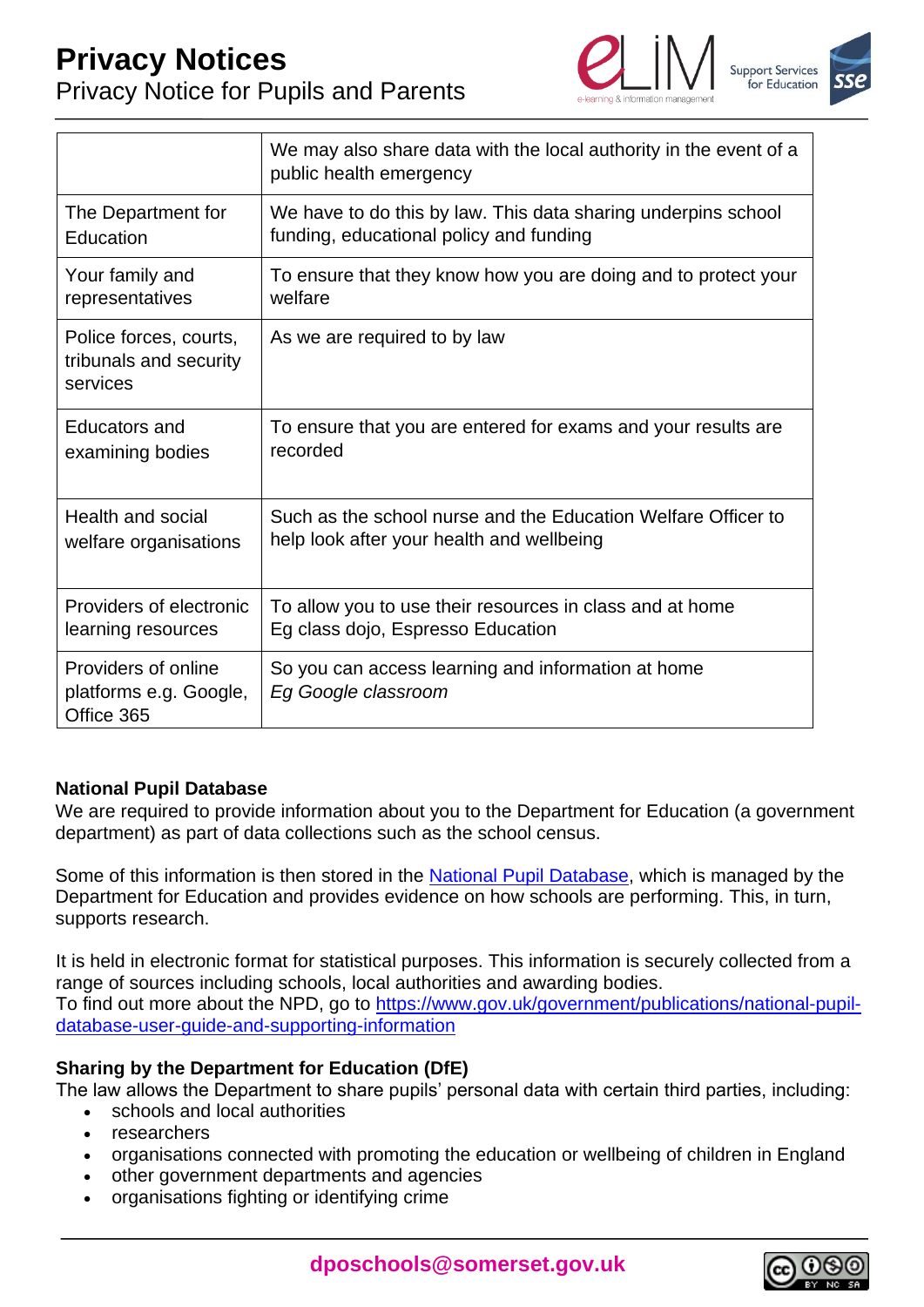| | |
|---|---|
| | We may also share data with the local authority in the event of a public health emergency |
| The Department for Education | We have to do this by law. This data sharing underpins school funding, educational policy and funding |
| Your family and representatives | To ensure that they know how you are doing and to protect your welfare |
| Police forces, courts, tribunals and security services | As we are required to by law |
| Educators and examining bodies | To ensure that you are entered for exams and your results are recorded |
| Health and social welfare organisations | Such as the school nurse and the Education Welfare Officer to help look after your health and wellbeing |
| Providers of electronic learning resources | To allow you to use their resources in class and at home Eg class dojo, Espresso Education |
| Providers of online platforms e.g. Google, Office 365 | So you can access learning and information at home *Eg Google classroom* |

**National Pupil Database**

We are required to provide information about you to the Department for Education (a government department) as part of data collections such as the school census.

Some of this information is then stored in the [National Pupil Database](https://www.gov.uk/government/publications/national-pupil-database-user-guide-and-supporting-information), which is managed by the Department for Education and provides evidence on how schools are performing. This, in turn, supports research.

It is held in electronic format for statistical purposes. This information is securely collected from a range of sources including schools, local authorities and awarding bodies.
To find out more about the NPD, go to [https://www.gov.uk/government/publications/national-pupil-database-user-guide-and-supporting-information](https://www.gov.uk/government/publications/national-pupil-database-user-guide-and-supporting-information)

**Sharing by the Department for Education (DfE)**

The law allows the Department to share pupils' personal data with certain third parties, including:

- schools and local authorities
- researchers
- organisations connected with promoting the education or wellbeing of children in England
- other government departments and agencies
- organisations fighting or identifying crime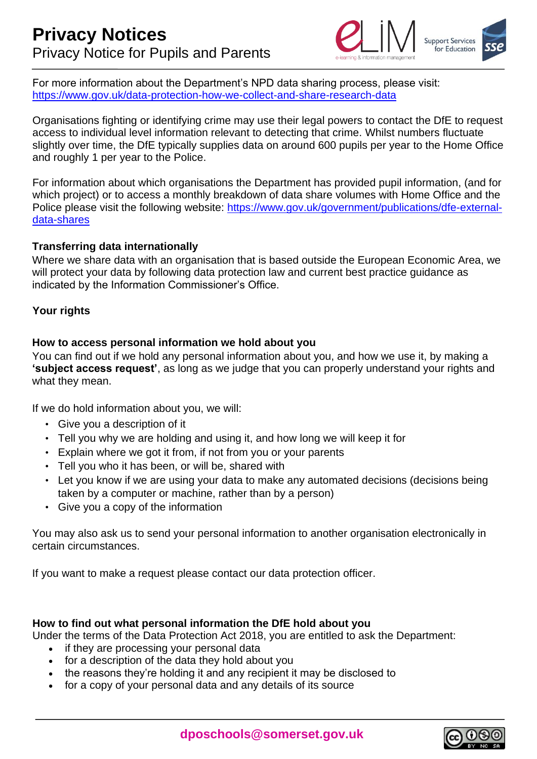For more information about the Department's NPD data sharing process, please visit: https://www.gov.uk/data-protection-how-we-collect-and-share-research-data

Organisations fighting or identifying crime may use their legal powers to contact the DfE to request access to individual level information relevant to detecting that crime. Whilst numbers fluctuate slightly over time, the DfE typically supplies data on around 600 pupils per year to the Home Office and roughly 1 per year to the Police.

For information about which organisations the Department has provided pupil information, (and for which project) or to access a monthly breakdown of data share volumes with Home Office and the Police please visit the following website: https://www.gov.uk/government/publications/dfe-external-data-shares

### Transferring data internationally

Where we share data with an organisation that is based outside the European Economic Area, we will protect your data by following data protection law and current best practice guidance as indicated by the Information Commissioner's Office.

## Your rights

### How to access personal information we hold about you

You can find out if we hold any personal information about you, and how we use it, by making a **'subject access request'**, as long as we judge that you can properly understand your rights and what they mean.

If we do hold information about you, we will:

- Give you a description of it
- Tell you why we are holding and using it, and how long we will keep it for
- Explain where we got it from, if not from you or your parents
- Tell you who it has been, or will be, shared with
- Let you know if we are using your data to make any automated decisions (decisions being taken by a computer or machine, rather than by a person)
- Give you a copy of the information

You may also ask us to send your personal information to another organisation electronically in certain circumstances.

If you want to make a request please contact our data protection officer.

### How to find out what personal information the DfE hold about you

Under the terms of the Data Protection Act 2018, you are entitled to ask the Department:

- if they are processing your personal data
- for a description of the data they hold about you
- the reasons they're holding it and any recipient it may be disclosed to
- for a copy of your personal data and any details of its source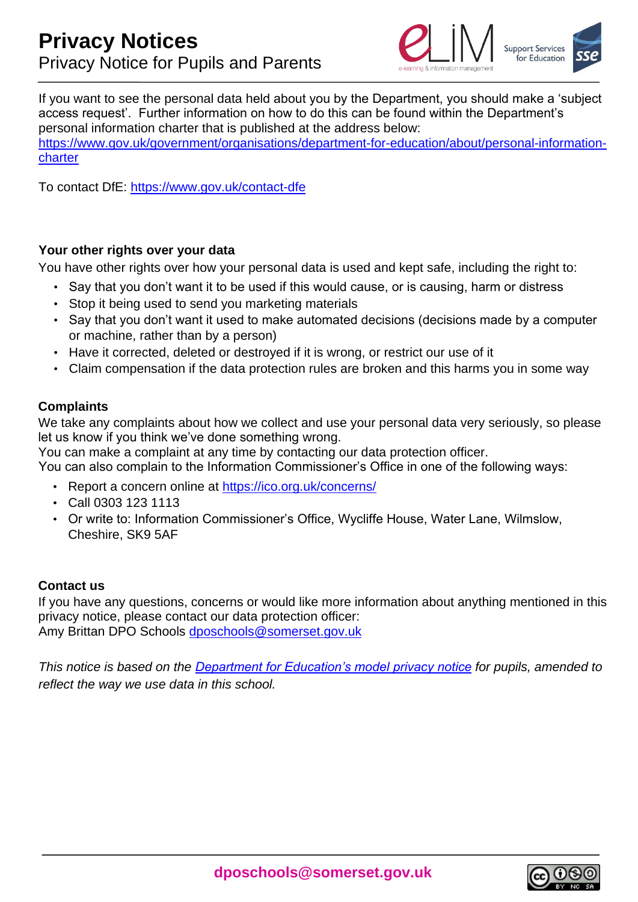If you want to see the personal data held about you by the Department, you should make a ‘subject access request’. Further information on how to do this can be found within the Department’s personal information charter that is published at the address below:
https://www.gov.uk/government/organisations/department-for-education/about/personal-information-charter

To contact DfE: https://www.gov.uk/contact-dfe

### Your other rights over your data

You have other rights over how your personal data is used and kept safe, including the right to:

- Say that you don’t want it to be used if this would cause, or is causing, harm or distress
- Stop it being used to send you marketing materials
- Say that you don’t want it used to make automated decisions (decisions made by a computer or machine, rather than by a person)
- Have it corrected, deleted or destroyed if it is wrong, or restrict our use of it
- Claim compensation if the data protection rules are broken and this harms you in some way

### Complaints

We take any complaints about how we collect and use your personal data very seriously, so please let us know if you think we’ve done something wrong.
You can make a complaint at any time by contacting our data protection officer.
You can also complain to the Information Commissioner’s Office in one of the following ways:

- Report a concern online at https://ico.org.uk/concerns/
- Call 0303 123 1113
- Or write to: Information Commissioner’s Office, Wycliffe House, Water Lane, Wilmslow, Cheshire, SK9 5AF

### Contact us

If you have any questions, concerns or would like more information about anything mentioned in this privacy notice, please contact our data protection officer:
Amy Brittan DPO Schools dposchools@somerset.gov.uk

*This notice is based on the Department for Education’s model privacy notice for pupils, amended to reflect the way we use data in this school.*